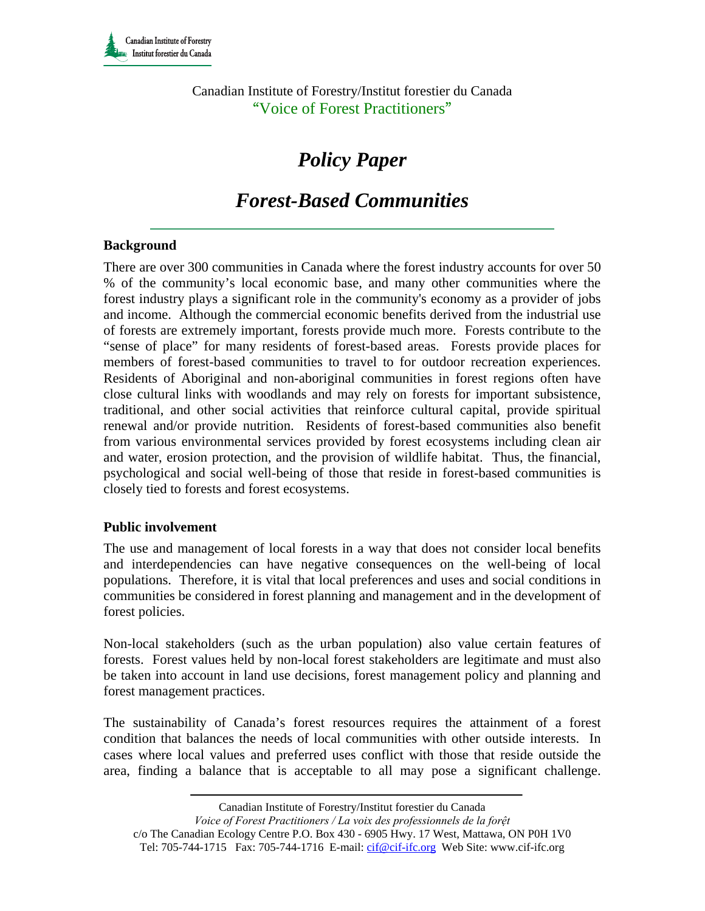Canadian Institute of Forestry/Institut forestier du Canada
"Voice of Forest Practitioners"

# *Policy Paper*

# *Forest-Based Communities*

## Background

There are over 300 communities in Canada where the forest industry accounts for over 50 % of the community's local economic base, and many other communities where the forest industry plays a significant role in the community's economy as a provider of jobs and income. Although the commercial economic benefits derived from the industrial use of forests are extremely important, forests provide much more. Forests contribute to the "sense of place" for many residents of forest-based areas. Forests provide places for members of forest-based communities to travel to for outdoor recreation experiences. Residents of Aboriginal and non-aboriginal communities in forest regions often have close cultural links with woodlands and may rely on forests for important subsistence, traditional, and other social activities that reinforce cultural capital, provide spiritual renewal and/or provide nutrition. Residents of forest-based communities also benefit from various environmental services provided by forest ecosystems including clean air and water, erosion protection, and the provision of wildlife habitat. Thus, the financial, psychological and social well-being of those that reside in forest-based communities is closely tied to forests and forest ecosystems.

## Public involvement

The use and management of local forests in a way that does not consider local benefits and interdependencies can have negative consequences on the well-being of local populations. Therefore, it is vital that local preferences and uses and social conditions in communities be considered in forest planning and management and in the development of forest policies.

Non-local stakeholders (such as the urban population) also value certain features of forests. Forest values held by non-local forest stakeholders are legitimate and must also be taken into account in land use decisions, forest management policy and planning and forest management practices.

The sustainability of Canada's forest resources requires the attainment of a forest condition that balances the needs of local communities with other outside interests. In cases where local values and preferred uses conflict with those that reside outside the area, finding a balance that is acceptable to all may pose a significant challenge.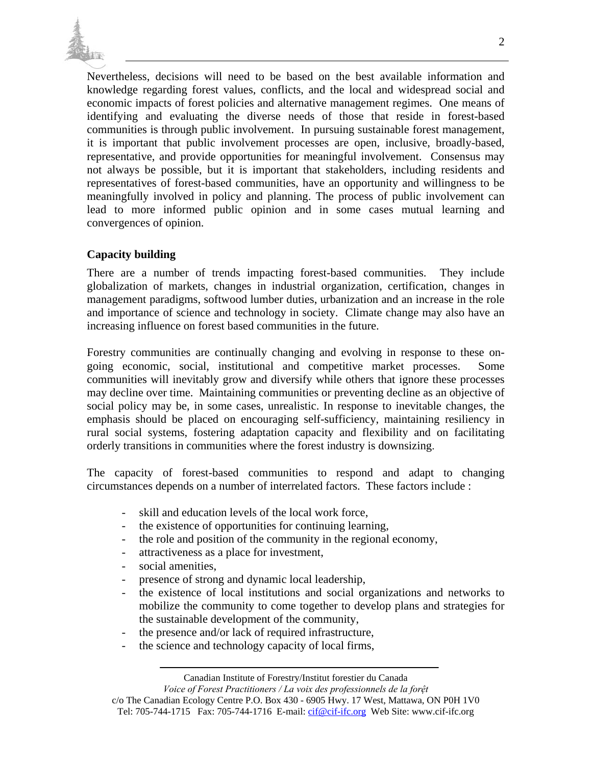Nevertheless, decisions will need to be based on the best available information and knowledge regarding forest values, conflicts, and the local and widespread social and economic impacts of forest policies and alternative management regimes. One means of identifying and evaluating the diverse needs of those that reside in forest-based communities is through public involvement. In pursuing sustainable forest management, it is important that public involvement processes are open, inclusive, broadly-based, representative, and provide opportunities for meaningful involvement. Consensus may not always be possible, but it is important that stakeholders, including residents and representatives of forest-based communities, have an opportunity and willingness to be meaningfully involved in policy and planning. The process of public involvement can lead to more informed public opinion and in some cases mutual learning and convergences of opinion.

**Capacity building**

There are a number of trends impacting forest-based communities. They include globalization of markets, changes in industrial organization, certification, changes in management paradigms, softwood lumber duties, urbanization and an increase in the role and importance of science and technology in society. Climate change may also have an increasing influence on forest based communities in the future.

Forestry communities are continually changing and evolving in response to these on-going economic, social, institutional and competitive market processes. Some communities will inevitably grow and diversify while others that ignore these processes may decline over time. Maintaining communities or preventing decline as an objective of social policy may be, in some cases, unrealistic. In response to inevitable changes, the emphasis should be placed on encouraging self-sufficiency, maintaining resiliency in rural social systems, fostering adaptation capacity and flexibility and on facilitating orderly transitions in communities where the forest industry is downsizing.

The capacity of forest-based communities to respond and adapt to changing circumstances depends on a number of interrelated factors. These factors include :

- skill and education levels of the local work force,
- the existence of opportunities for continuing learning,
- the role and position of the community in the regional economy,
- attractiveness as a place for investment,
- social amenities,
- presence of strong and dynamic local leadership,
- the existence of local institutions and social organizations and networks to mobilize the community to come together to develop plans and strategies for the sustainable development of the community,
- the presence and/or lack of required infrastructure,
- the science and technology capacity of local firms,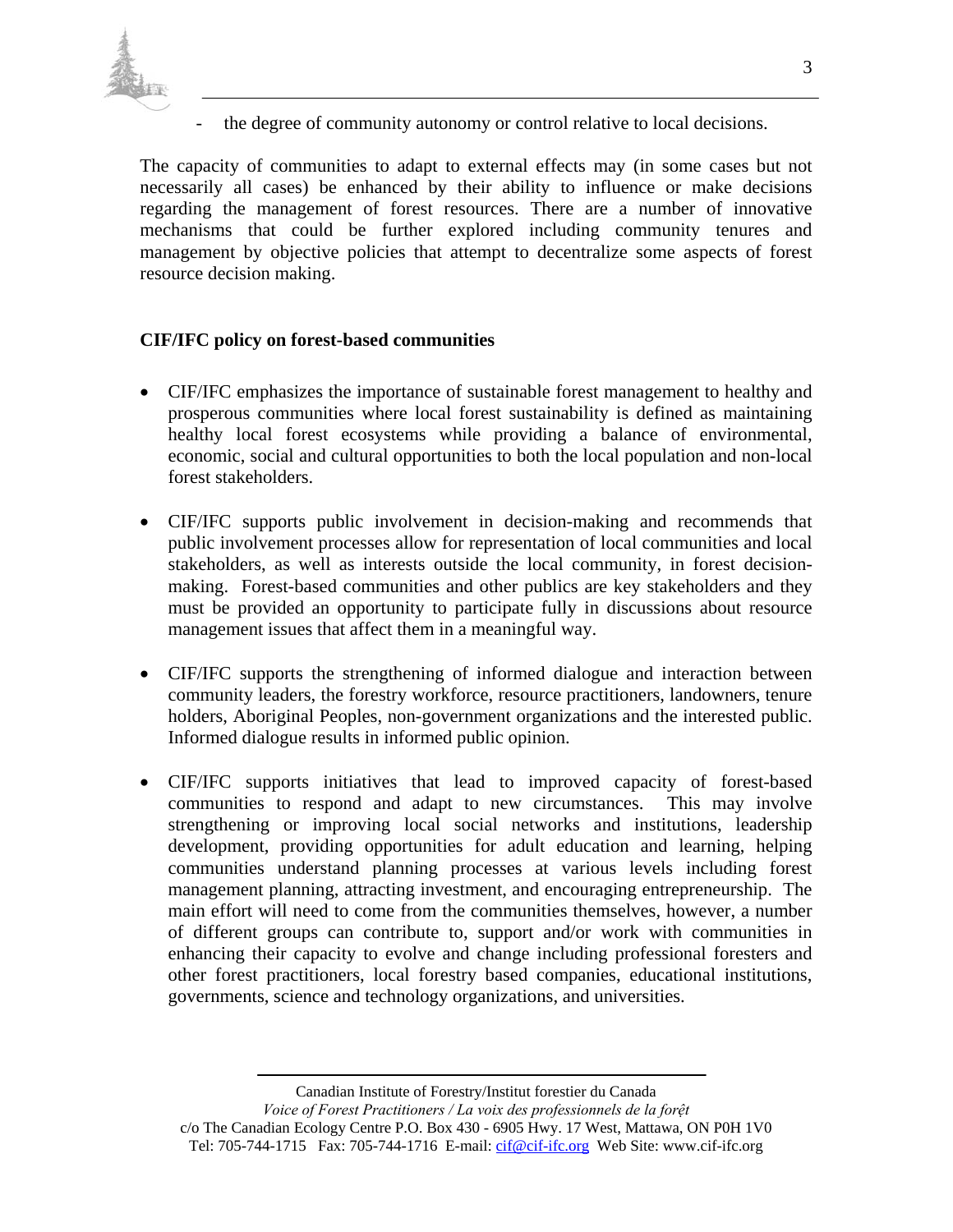- the degree of community autonomy or control relative to local decisions.

The capacity of communities to adapt to external effects may (in some cases but not necessarily all cases) be enhanced by their ability to influence or make decisions regarding the management of forest resources. There are a number of innovative mechanisms that could be further explored including community tenures and management by objective policies that attempt to decentralize some aspects of forest resource decision making.

**CIF/IFC policy on forest-based communities**

- CIF/IFC emphasizes the importance of sustainable forest management to healthy and prosperous communities where local forest sustainability is defined as maintaining healthy local forest ecosystems while providing a balance of environmental, economic, social and cultural opportunities to both the local population and non-local forest stakeholders.

- CIF/IFC supports public involvement in decision-making and recommends that public involvement processes allow for representation of local communities and local stakeholders, as well as interests outside the local community, in forest decision-making. Forest-based communities and other publics are key stakeholders and they must be provided an opportunity to participate fully in discussions about resource management issues that affect them in a meaningful way.

- CIF/IFC supports the strengthening of informed dialogue and interaction between community leaders, the forestry workforce, resource practitioners, landowners, tenure holders, Aboriginal Peoples, non-government organizations and the interested public. Informed dialogue results in informed public opinion.

- CIF/IFC supports initiatives that lead to improved capacity of forest-based communities to respond and adapt to new circumstances. This may involve strengthening or improving local social networks and institutions, leadership development, providing opportunities for adult education and learning, helping communities understand planning processes at various levels including forest management planning, attracting investment, and encouraging entrepreneurship. The main effort will need to come from the communities themselves, however, a number of different groups can contribute to, support and/or work with communities in enhancing their capacity to evolve and change including professional foresters and other forest practitioners, local forestry based companies, educational institutions, governments, science and technology organizations, and universities.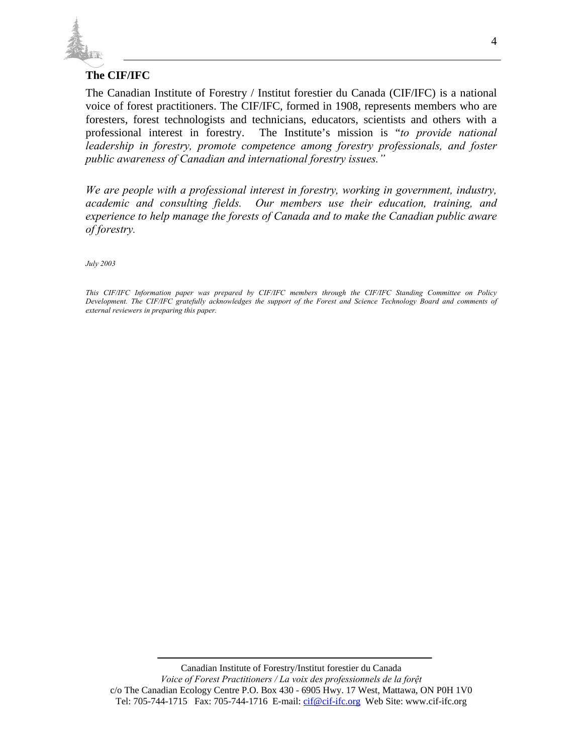## The CIF/IFC

The Canadian Institute of Forestry / Institut forestier du Canada (CIF/IFC) is a national voice of forest practitioners. The CIF/IFC, formed in 1908, represents members who are foresters, forest technologists and technicians, educators, scientists and others with a professional interest in forestry. The Institute's mission is "*to provide national leadership in forestry, promote competence among forestry professionals, and foster public awareness of Canadian and international forestry issues.*"

*We are people with a professional interest in forestry, working in government, industry, academic and consulting fields. Our members use their education, training, and experience to help manage the forests of Canada and to make the Canadian public aware of forestry.*

*July 2003*

*This CIF/IFC Information paper was prepared by CIF/IFC members through the CIF/IFC Standing Committee on Policy Development. The CIF/IFC gratefully acknowledges the support of the Forest and Science Technology Board and comments of external reviewers in preparing this paper.*

Canadian Institute of Forestry/Institut forestier du Canada
*Voice of Forest Practitioners / La voix des professionnels de la forệt*
c/o The Canadian Ecology Centre P.O. Box 430 - 6905 Hwy. 17 West, Mattawa, ON P0H 1V0
Tel: 705-744-1715 Fax: 705-744-1716 E-mail: cif@cif-ifc.org Web Site: www.cif-ifc.org